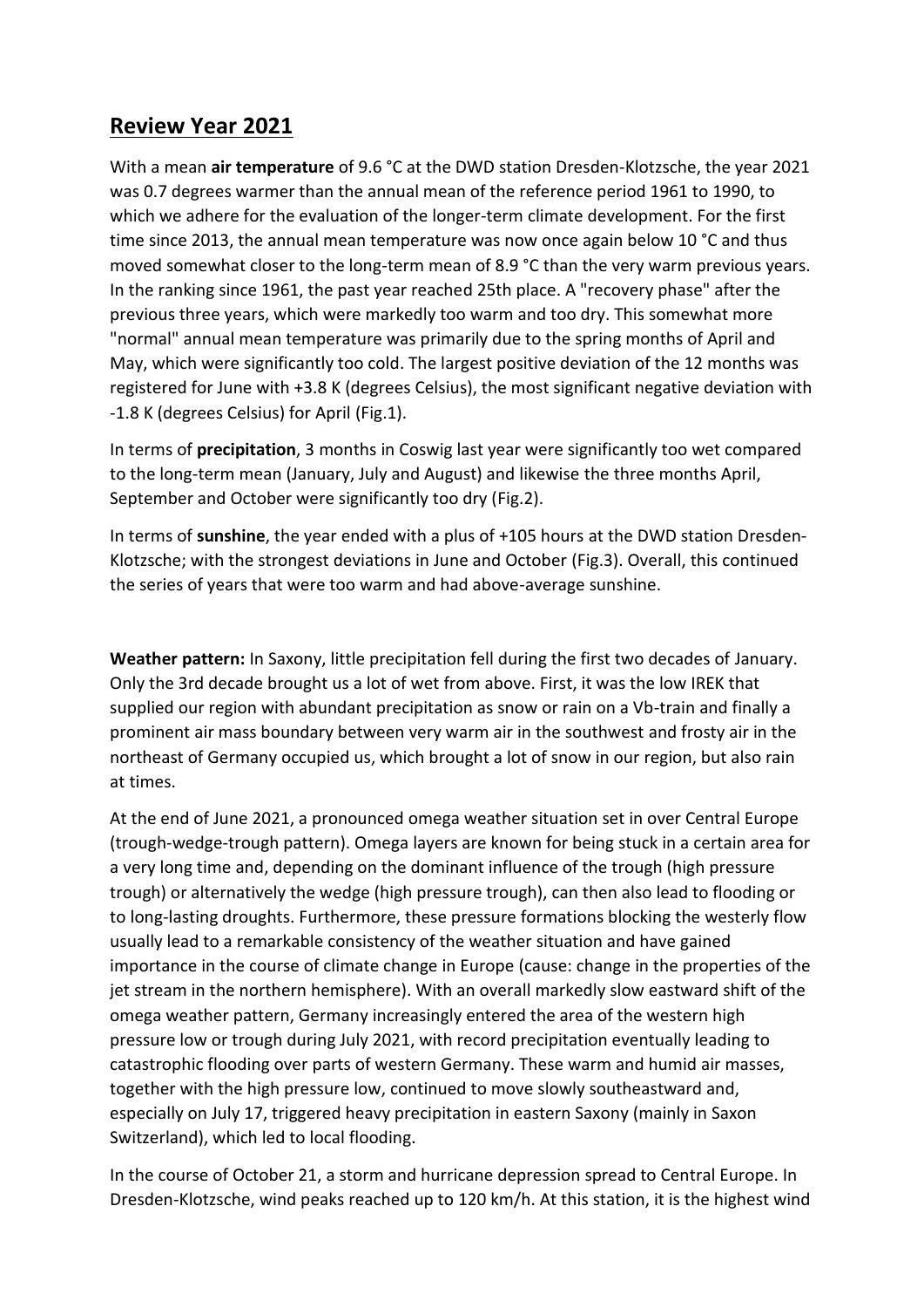# Review Year 2021

With a mean **air temperature** of 9.6 °C at the DWD station Dresden-Klotzsche, the year 2021 was 0.7 degrees warmer than the annual mean of the reference period 1961 to 1990, to which we adhere for the evaluation of the longer-term climate development. For the first time since 2013, the annual mean temperature was now once again below 10 °C and thus moved somewhat closer to the long-term mean of 8.9 °C than the very warm previous years. In the ranking since 1961, the past year reached 25th place. A "recovery phase" after the previous three years, which were markedly too warm and too dry. This somewhat more "normal" annual mean temperature was primarily due to the spring months of April and May, which were significantly too cold. The largest positive deviation of the 12 months was registered for June with +3.8 K (degrees Celsius), the most significant negative deviation with -1.8 K (degrees Celsius) for April (Fig.1).

In terms of **precipitation**, 3 months in Coswig last year were significantly too wet compared to the long-term mean (January, July and August) and likewise the three months April, September and October were significantly too dry (Fig.2).

In terms of **sunshine**, the year ended with a plus of +105 hours at the DWD station Dresden-Klotzsche; with the strongest deviations in June and October (Fig.3). Overall, this continued the series of years that were too warm and had above-average sunshine.

**Weather pattern:** In Saxony, little precipitation fell during the first two decades of January. Only the 3rd decade brought us a lot of wet from above. First, it was the low IREK that supplied our region with abundant precipitation as snow or rain on a Vb-train and finally a prominent air mass boundary between very warm air in the southwest and frosty air in the northeast of Germany occupied us, which brought a lot of snow in our region, but also rain at times.

At the end of June 2021, a pronounced omega weather situation set in over Central Europe (trough-wedge-trough pattern). Omega layers are known for being stuck in a certain area for a very long time and, depending on the dominant influence of the trough (high pressure trough) or alternatively the wedge (high pressure trough), can then also lead to flooding or to long-lasting droughts. Furthermore, these pressure formations blocking the westerly flow usually lead to a remarkable consistency of the weather situation and have gained importance in the course of climate change in Europe (cause: change in the properties of the jet stream in the northern hemisphere). With an overall markedly slow eastward shift of the omega weather pattern, Germany increasingly entered the area of the western high pressure low or trough during July 2021, with record precipitation eventually leading to catastrophic flooding over parts of western Germany. These warm and humid air masses, together with the high pressure low, continued to move slowly southeastward and, especially on July 17, triggered heavy precipitation in eastern Saxony (mainly in Saxon Switzerland), which led to local flooding.

In the course of October 21, a storm and hurricane depression spread to Central Europe. In Dresden-Klotzsche, wind peaks reached up to 120 km/h. At this station, it is the highest wind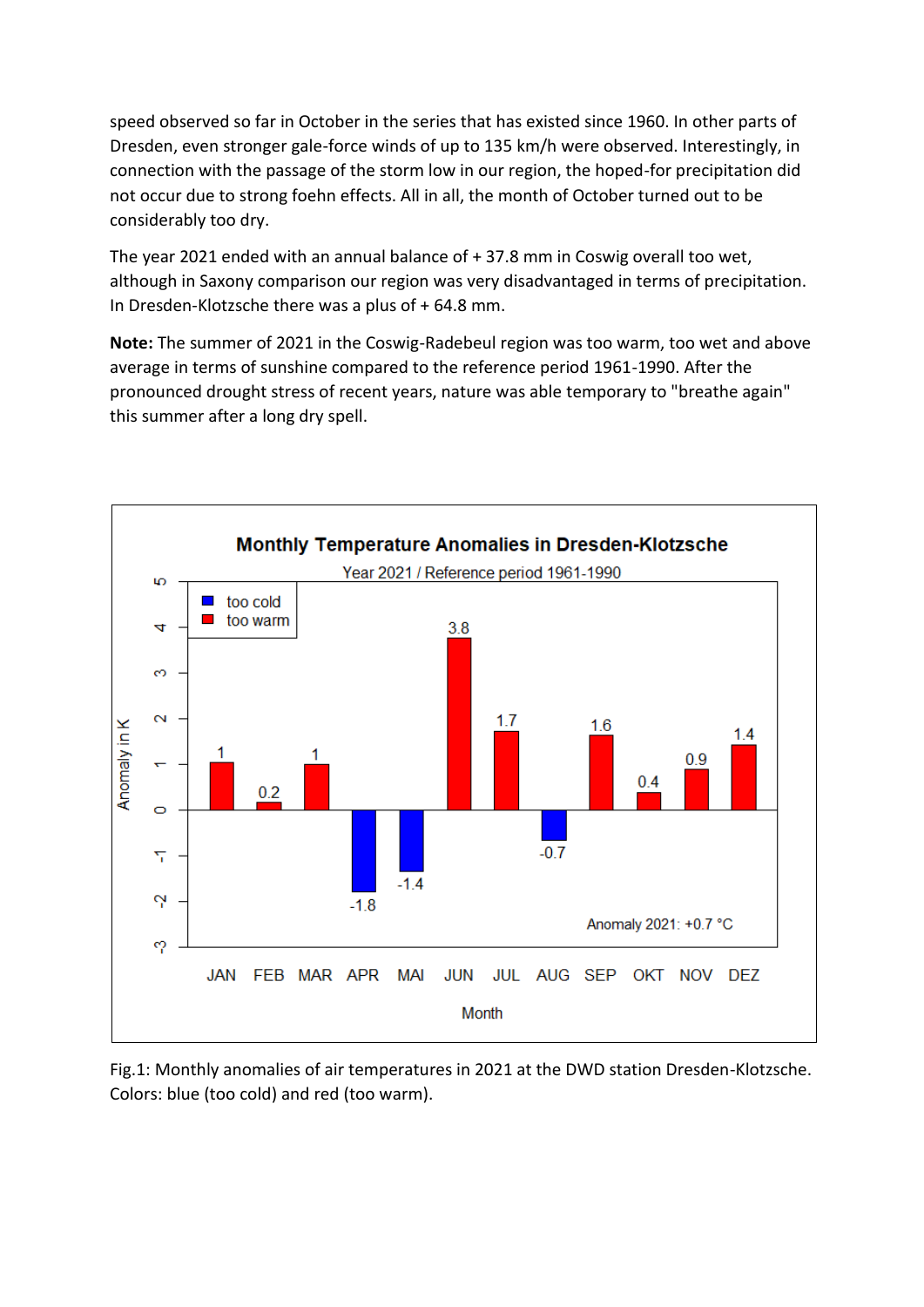speed observed so far in October in the series that has existed since 1960. In other parts of Dresden, even stronger gale-force winds of up to 135 km/h were observed. Interestingly, in connection with the passage of the storm low in our region, the hoped-for precipitation did not occur due to strong foehn effects. All in all, the month of October turned out to be considerably too dry.

The year 2021 ended with an annual balance of + 37.8 mm in Coswig overall too wet, although in Saxony comparison our region was very disadvantaged in terms of precipitation. In Dresden-Klotzsche there was a plus of + 64.8 mm.

**Note:** The summer of 2021 in the Coswig-Radebeul region was too warm, too wet and above average in terms of sunshine compared to the reference period 1961-1990. After the pronounced drought stress of recent years, nature was able temporary to "breathe again" this summer after a long dry spell.

Fig.1: Monthly anomalies of air temperatures in 2021 at the DWD station Dresden-Klotzsche. Colors: blue (too cold) and red (too warm).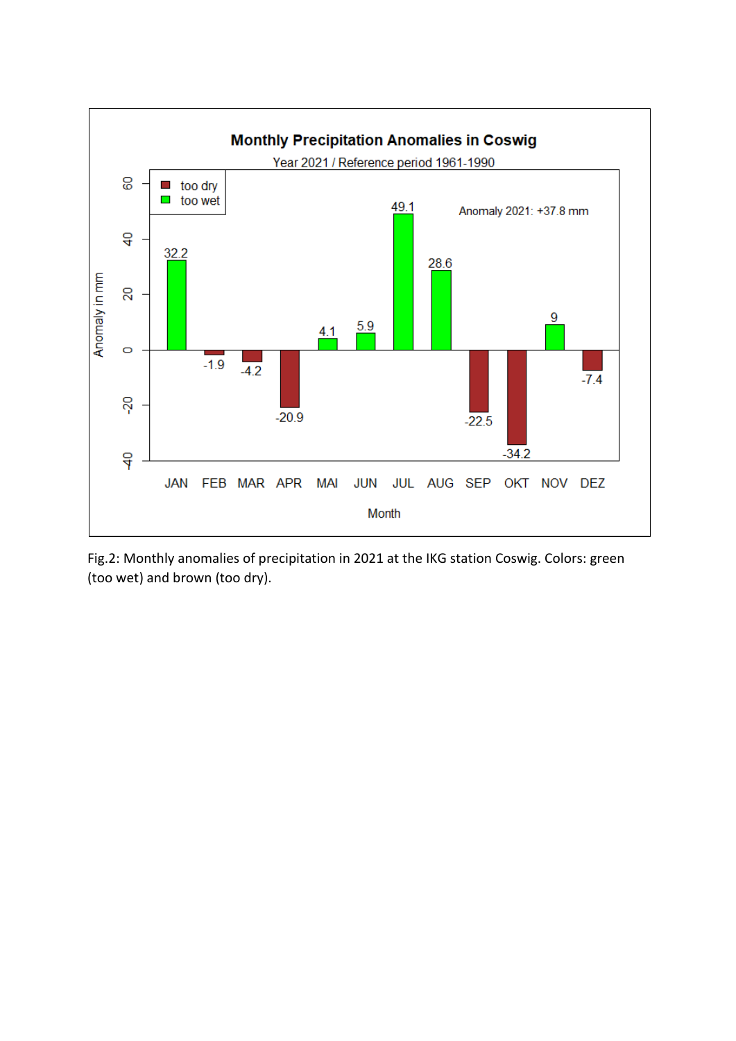**Monthly Precipitation Anomalies in Coswig**

Year 2021 / Reference period 1961-1990

Anomaly 2021: +37.8 mm

| Month | Anomaly in mm |
| --- | --- |
| JAN | 32.2 |
| FEB | -1.9 |
| MAR | -4.2 |
| APR | -20.9 |
| MAI | 4.1 |
| JUN | 5.9 |
| JUL | 49.1 |
| AUG | 28.6 |
| SEP | -22.5 |
| OKT | -34.2 |
| NOV | 9 |
| DEZ | -7.4 |

Fig.2: Monthly anomalies of precipitation in 2021 at the IKG station Coswig. Colors: green (too wet) and brown (too dry).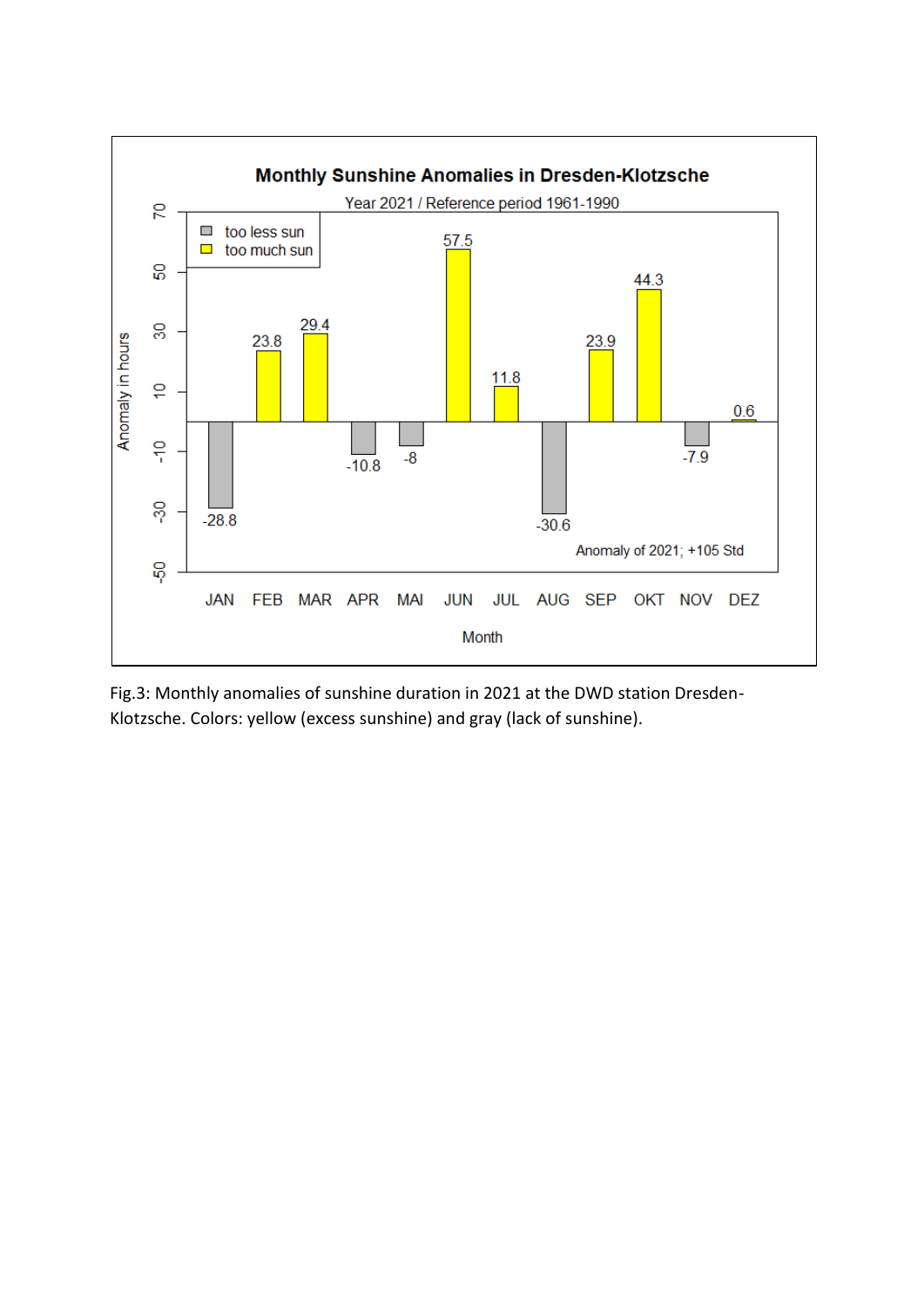Monthly Sunshine Anomalies in Dresden-Klotzsche

Year 2021 / Reference period 1961-1990

too less sun
too much sun

Anomaly in hours

70
50
30
10
-10
-30
-50

-28.8
23.8
29.4
-10.8
-8
57.5
11.8
-30.6
23.9
44.3
-7.9
0.6

Anomaly of 2021; +105 Std

JAN FEB MAR APR MAI JUN JUL AUG SEP OKT NOV DEZ

Month

Fig.3: Monthly anomalies of sunshine duration in 2021 at the DWD station Dresden-Klotzsche. Colors: yellow (excess sunshine) and gray (lack of sunshine).